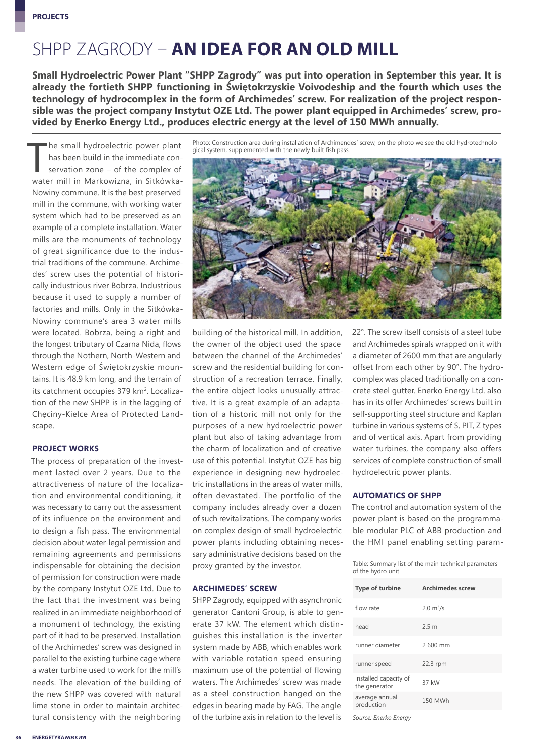# SHPP ZAGRODY – **AN IDEA FOR AN OLD MILL**

**Small Hydroelectric Power Plant "SHPP Zagrody" was put into operation in September this year. It is already the fortieth SHPP functioning in Świętokrzyskie Voivodeship and the fourth which uses the technology of hydrocomplex in the form of Archimedes' screw. For realization of the project responsible was the project company Instytut OZE Ltd. The power plant equipped in Archimedes' screw, provided by Enerko Energy Ltd., produces electric energy at the level of 150 MWh annually.**

The small hydroelectric power plant has been build in the immediate conservation zone – of the complex of water mill in Markowizna, in Sitkówka-Nowiny commune. It is the best preserved mill in the commune, with working water system which had to be preserved as an example of a complete installation. Water mills are the monuments of technology of great significance due to the industrial traditions of the commune. Archimedes' screw uses the potential of historically industrious river Bobrza. Industrious because it used to supply a number of factories and mills. Only in the Sitkówka-Nowiny commune's area 3 water mills were located. Bobrza, being a right and the longest tributary of Czarna Nida, flows through the Nothern, North-Western and Western edge of Świętokrzyskie mountains. It is 48.9 km long, and the terrain of its catchment occupies 379 km$^2$. Localization of the new SHPP is in the lagging of Chęciny-Kielce Area of Protected Landscape.

## PROJECT WORKS

The process of preparation of the investment lasted over 2 years. Due to the attractiveness of nature of the localization and environmental conditioning, it was necessary to carry out the assessment of its influence on the environment and to design a fish pass. The environmental decision about water-legal permission and remaining agreements and permissions indispensable for obtaining the decision of permission for construction were made by the company Instytut OZE Ltd. Due to the fact that the investment was being realized in an immediate neighborhood of a monument of technology, the existing part of it had to be preserved. Installation of the Archimedes' screw was designed in parallel to the existing turbine cage where a water turbine used to work for the mill's needs. The elevation of the building of the new SHPP was covered with natural lime stone in order to maintain architectural consistency with the neighboring building of the historical mill. In addition, the owner of the object used the space between the channel of the Archimedes' screw and the residential building for construction of a recreation terrace. Finally, the entire object looks unusually attractive. It is a great example of an adaptation of a historic mill not only for the purposes of a new hydroelectric power plant but also of taking advantage from the charm of localization and of creative use of this potential. Instytut OZE has big experience in designing new hydroelectric installations in the areas of water mills, often devastated. The portfolio of the company includes already over a dozen of such revitalizations. The company works on complex design of small hydroelectric power plants including obtaining necessary administrative decisions based on the proxy granted by the investor.

Photo: Construction area during installation of Archimendes' screw, on the photo we see the old hydrotechnological system, supplemented with the newly built fish pass.

## ARCHIMEDES' SCREW

SHPP Zagrody, equipped with asynchronic generator Cantoni Group, is able to generate 37 kW. The element which distinguishes this installation is the inverter system made by ABB, which enables work with variable rotation speed ensuring maximum use of the potential of flowing waters. The Archimedes' screw was made as a steel construction hanged on the edges in bearing made by FAG. The angle of the turbine axis in relation to the level is 22°. The screw itself consists of a steel tube and Archimedes spirals wrapped on it with a diameter of 2600 mm that are angularly offset from each other by 90°. The hydrocomplex was placed traditionally on a concrete steel gutter. Enerko Energy Ltd. also has in its offer Archimedes' screws built in self-supporting steel structure and Kaplan turbine in various systems of S, PIT, Z types and of vertical axis. Apart from providing water turbines, the company also offers services of complete construction of small hydroelectric power plants.

## AUTOMATICS OF SHPP

The control and automation system of the power plant is based on the programmable modular PLC of ABB production and the HMI panel enabling setting param-

Table: Summary list of the main technical parameters of the hydro unit

| Type of turbine | Archimedes screw |
|---|---|
| flow rate | 2.0 m$^3$/s |
| head | 2.5 m |
| runner diameter | 2 600 mm |
| runner speed | 22.3 rpm |
| installed capacity of the generator | 37 kW |
| average annual production | 150 MWh |

*Source: Enerko Energy*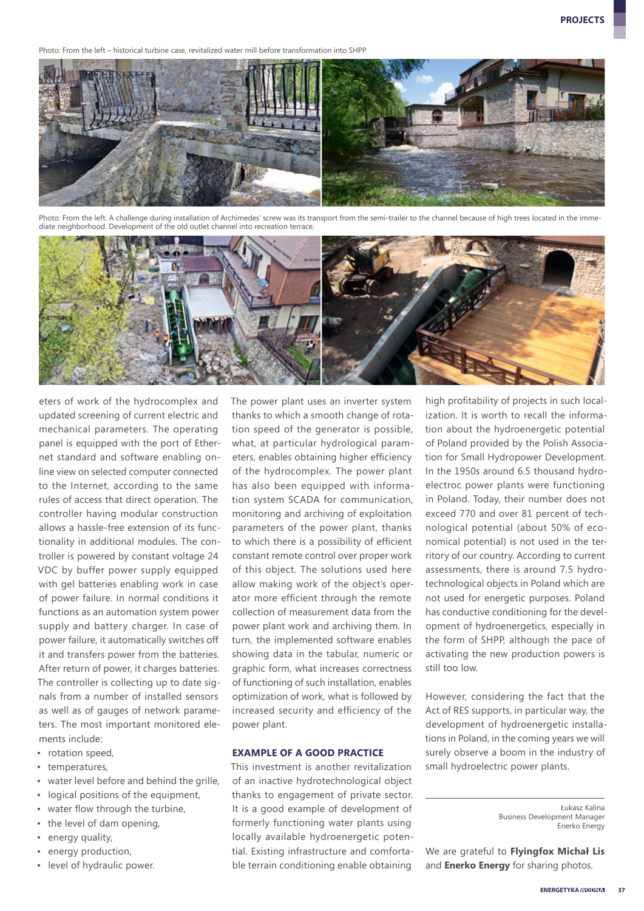Photo: From the left – historical turbine case, revitalized water mill before transformation into SHPP

Photo: From the left. A challenge during installation of Archimedes' screw was its transport from the semi-trailer to the channel because of high trees located in the immediate neighborhood. Development of the old outlet channel into recreation terrace.

eters of work of the hydrocomplex and updated screening of current electric and mechanical parameters. The operating panel is equipped with the port of Ethernet standard and software enabling online view on selected computer connected to the Internet, according to the same rules of access that direct operation. The controller having modular construction allows a hassle-free extension of its functionality in additional modules. The controller is powered by constant voltage 24 VDC by buffer power supply equipped with gel batteries enabling work in case of power failure. In normal conditions it functions as an automation system power supply and battery charger. In case of power failure, it automatically switches off it and transfers power from the batteries. After return of power, it charges batteries. The controller is collecting up to date signals from a number of installed sensors as well as of gauges of network parameters. The most important monitored elements include:

- rotation speed,
- temperatures,
- water level before and behind the grille,
- logical positions of the equipment,
- water flow through the turbine,
- the level of dam opening,
- energy quality,
- energy production,
- level of hydraulic power.

The power plant uses an inverter system thanks to which a smooth change of rotation speed of the generator is possible, what, at particular hydrological parameters, enables obtaining higher efficiency of the hydrocomplex. The power plant has also been equipped with information system SCADA for communication, monitoring and archiving of exploitation parameters of the power plant, thanks to which there is a possibility of efficient constant remote control over proper work of this object. The solutions used here allow making work of the object's operator more efficient through the remote collection of measurement data from the power plant work and archiving them. In turn, the implemented software enables showing data in the tabular, numeric or graphic form, what increases correctness of functioning of such installation, enables optimization of work, what is followed by increased security and efficiency of the power plant.

## EXAMPLE OF A GOOD PRACTICE

This investment is another revitalization of an inactive hydrotechnological object thanks to engagement of private sector. It is a good example of development of formerly functioning water plants using locally available hydroenergetic potential. Existing infrastructure and comfortable terrain conditioning enable obtaining high profitability of projects in such localization. It is worth to recall the information about the hydroenergetic potential of Poland provided by the Polish Association for Small Hydropower Development. In the 1950s around 6.5 thousand hydroelectroc power plants were functioning in Poland. Today, their number does not exceed 770 and over 81 percent of technological potential (about 50% of economical potential) is not used in the territory of our country. According to current assessments, there is around 7.5 hydrotechnological objects in Poland which are not used for energetic purposes. Poland has conductive conditioning for the development of hydroenergetics, especially in the form of SHPP, although the pace of activating the new production powers is still too low.

However, considering the fact that the Act of RES supports, in particular way, the development of hydroenergetic installations in Poland, in the coming years we will surely observe a boom in the industry of small hydroelectric power plants.

Łukasz Kalina
Business Development Manager
Enerko Energy

We are grateful to **Flyingfox Michał Lis** and **Enerko Energy** for sharing photos.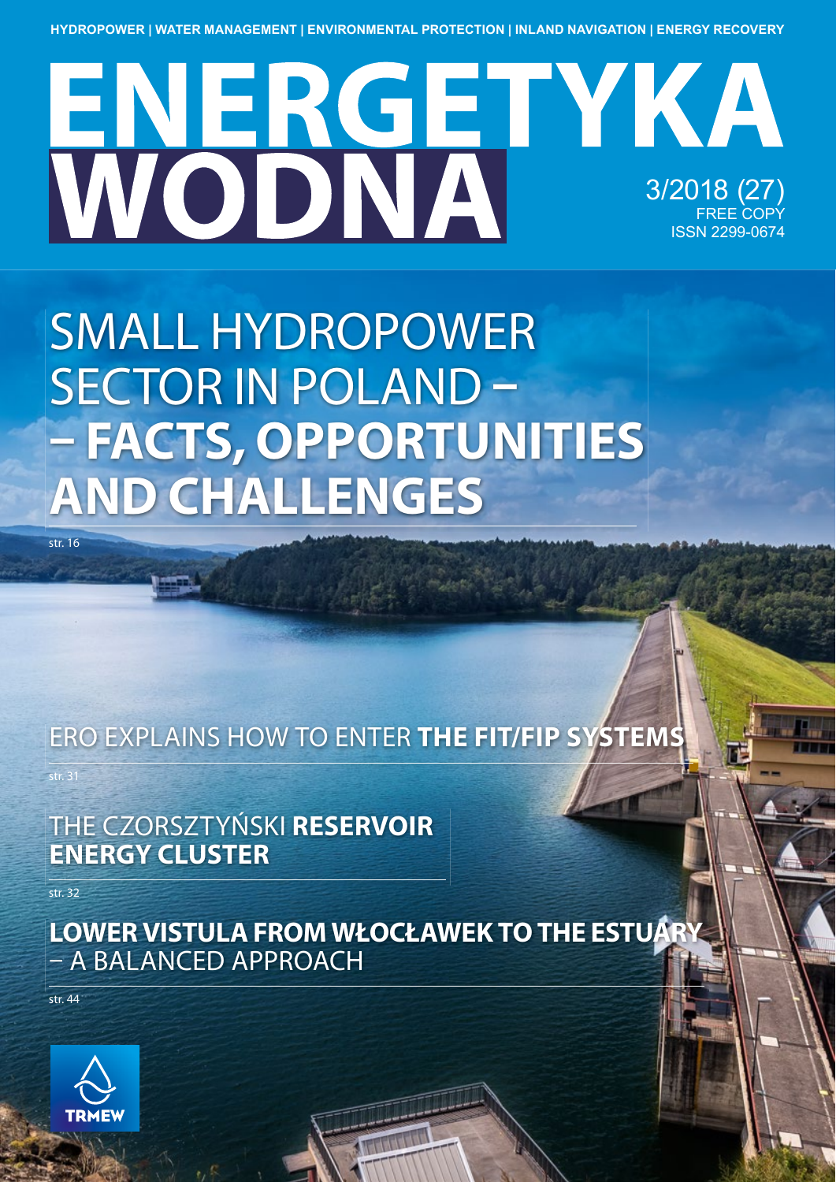HYDROPOWER | WATER MANAGEMENT | ENVIRONMENTAL PROTECTION | INLAND NAVIGATION | ENERGY RECOVERY

# ENERGETYKA WODNA

3/2018 (27)
FREE COPY
ISSN 2299-0674

## SMALL HYDROPOWER SECTOR IN POLAND – – FACTS, OPPORTUNITIES AND CHALLENGES

str. 16

## ERO EXPLAINS HOW TO ENTER THE FIT/FIP SYSTEMS

str. 31

## THE CZORSZTYŃSKI RESERVOIR ENERGY CLUSTER

str. 32

## LOWER VISTULA FROM WŁOCŁAWEK TO THE ESTUARY – A BALANCED APPROACH

str. 44

TRMEW